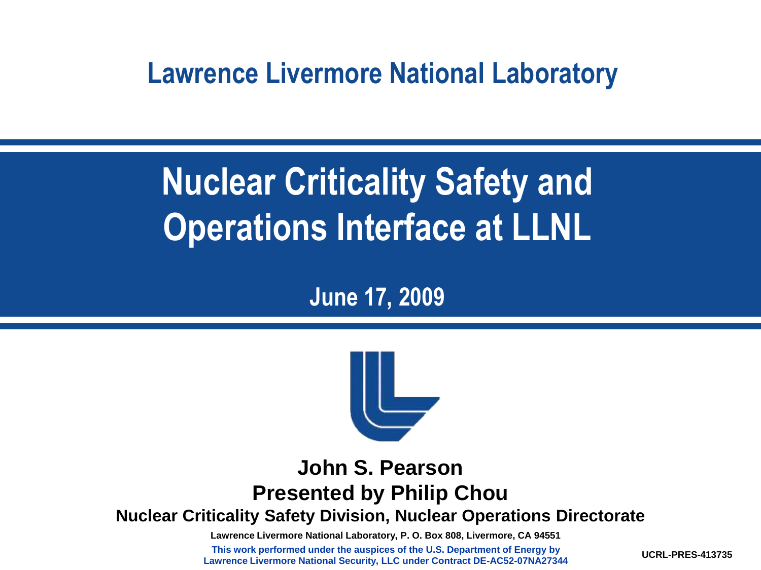Lawrence Livermore National Laboratory

# Nuclear Criticality Safety and Operations Interface at LLNL

**June 17, 2009**

**John S. Pearson**

**Presented by Philip Chou**

**Nuclear Criticality Safety Division, Nuclear Operations Directorate**

Lawrence Livermore National Laboratory, P. O. Box 808, Livermore, CA 94551

This work performed under the auspices of the U.S. Department of Energy by Lawrence Livermore National Security, LLC under Contract DE-AC52-07NA27344

UCRL-PRES-413735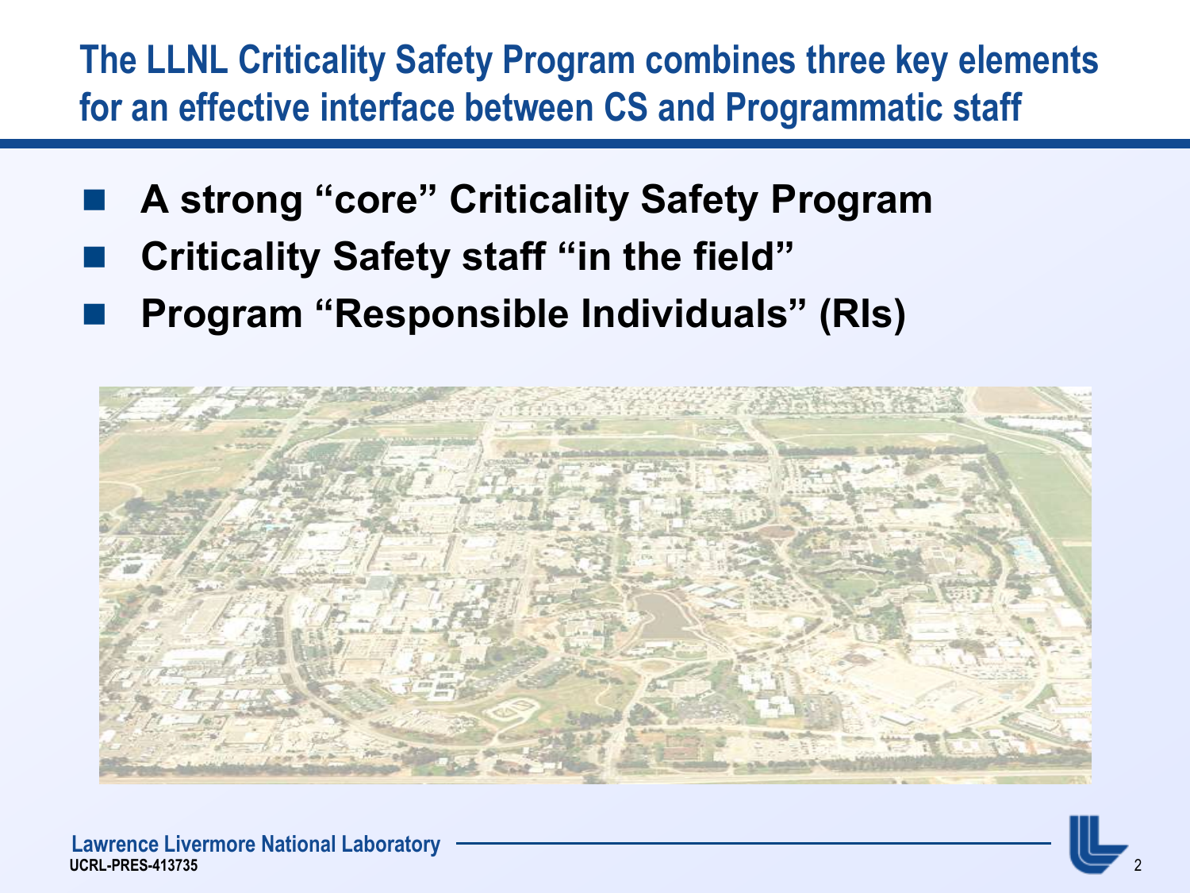# The LLNL Criticality Safety Program combines three key elements for an effective interface between CS and Programmatic staff

- **A strong "core" Criticality Safety Program**
- **Criticality Safety staff "in the field"**
- **Program "Responsible Individuals" (RIs)**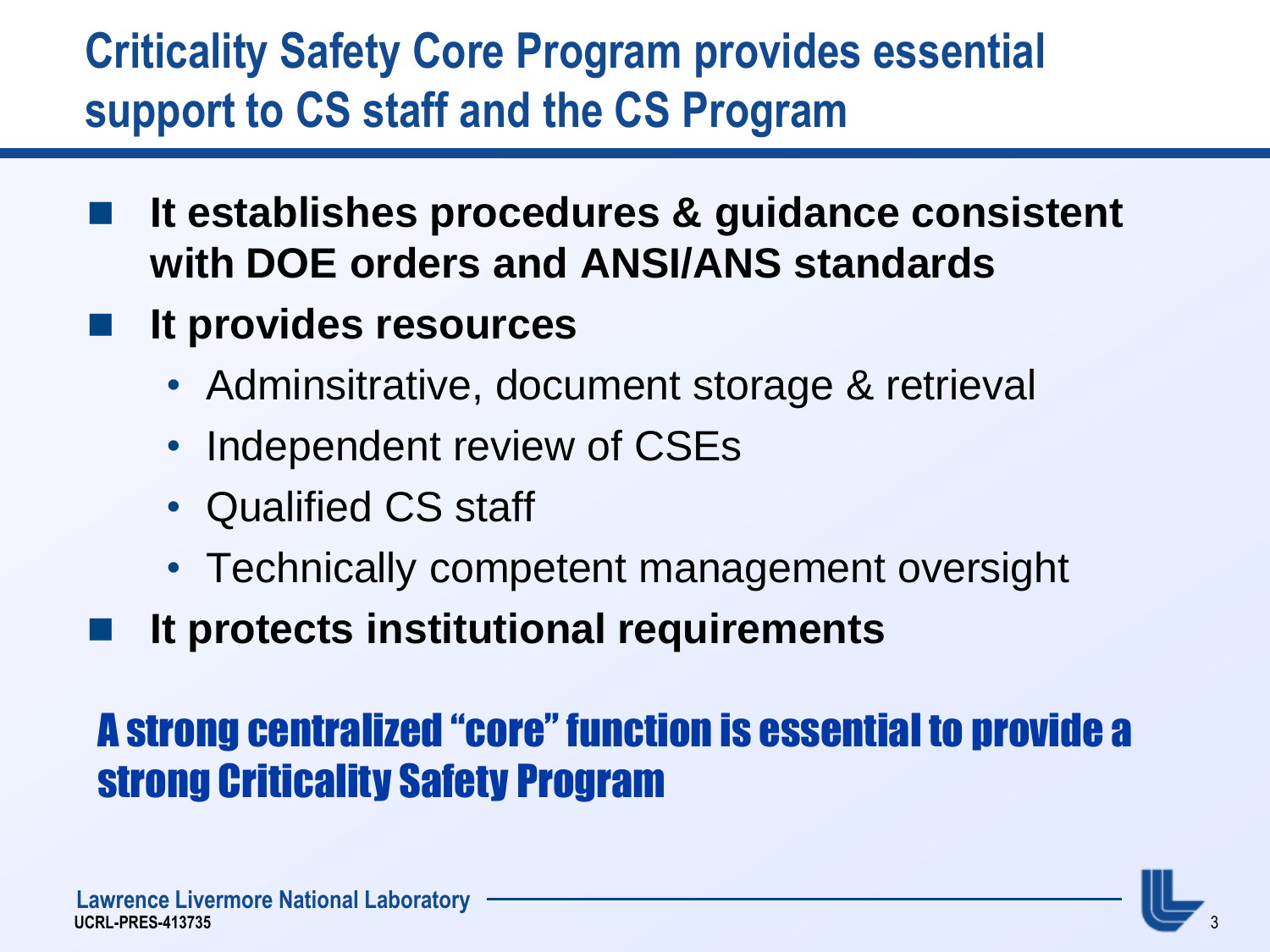# Criticality Safety Core Program provides essential support to CS staff and the CS Program

- **It establishes procedures & guidance consistent with DOE orders and ANSI/ANS standards**
- **It provides resources**
  - Adminsitrative, document storage & retrieval
  - Independent review of CSEs
  - Qualified CS staff
  - Technically competent management oversight
- **It protects institutional requirements**

**A strong centralized "core" function is essential to provide a strong Criticality Safety Program**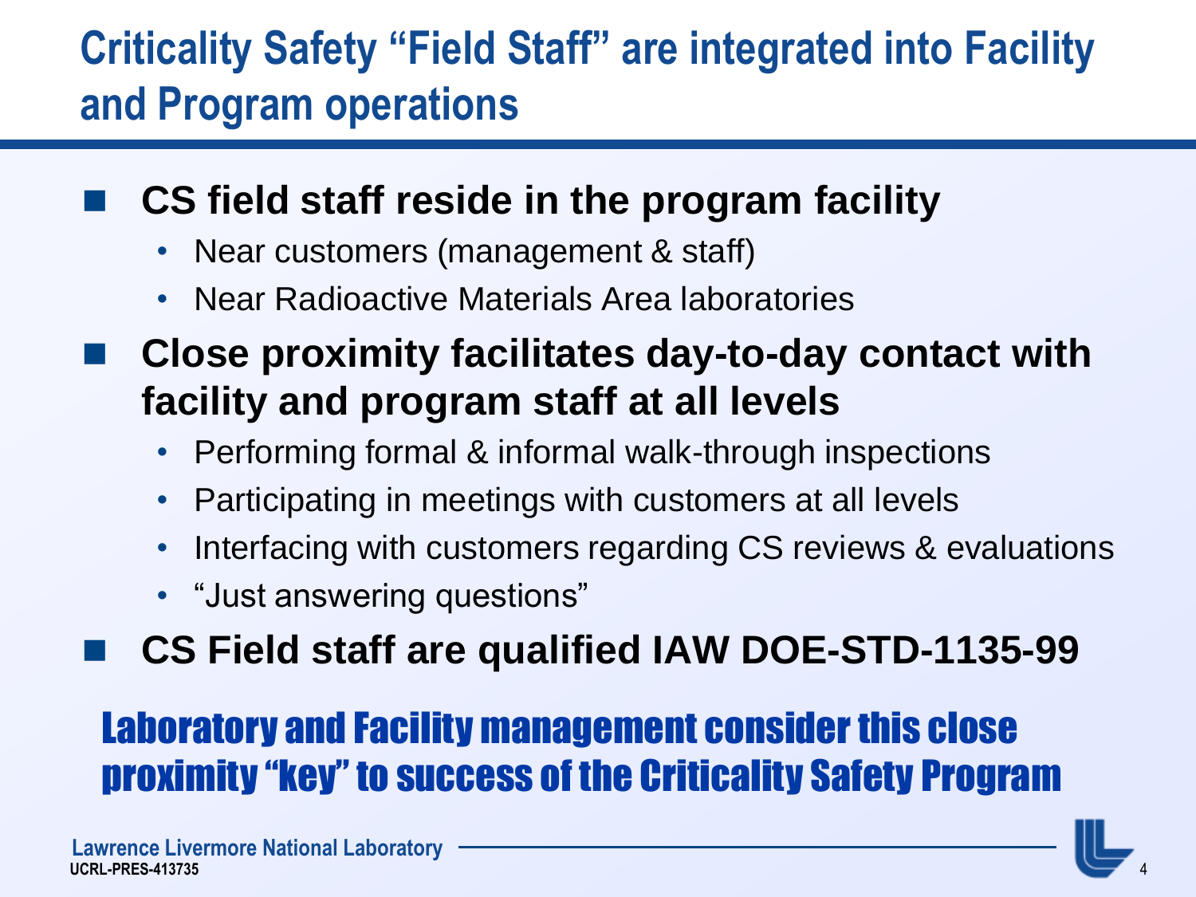# Criticality Safety “Field Staff” are integrated into Facility and Program operations

- **CS field staff reside in the program facility**
  - Near customers (management & staff)
  - Near Radioactive Materials Area laboratories
- **Close proximity facilitates day-to-day contact with facility and program staff at all levels**
  - Performing formal & informal walk-through inspections
  - Participating in meetings with customers at all levels
  - Interfacing with customers regarding CS reviews & evaluations
  - “Just answering questions”
- **CS Field staff are qualified IAW DOE-STD-1135-99**

**Laboratory and Facility management consider this close proximity “key” to success of the Criticality Safety Program**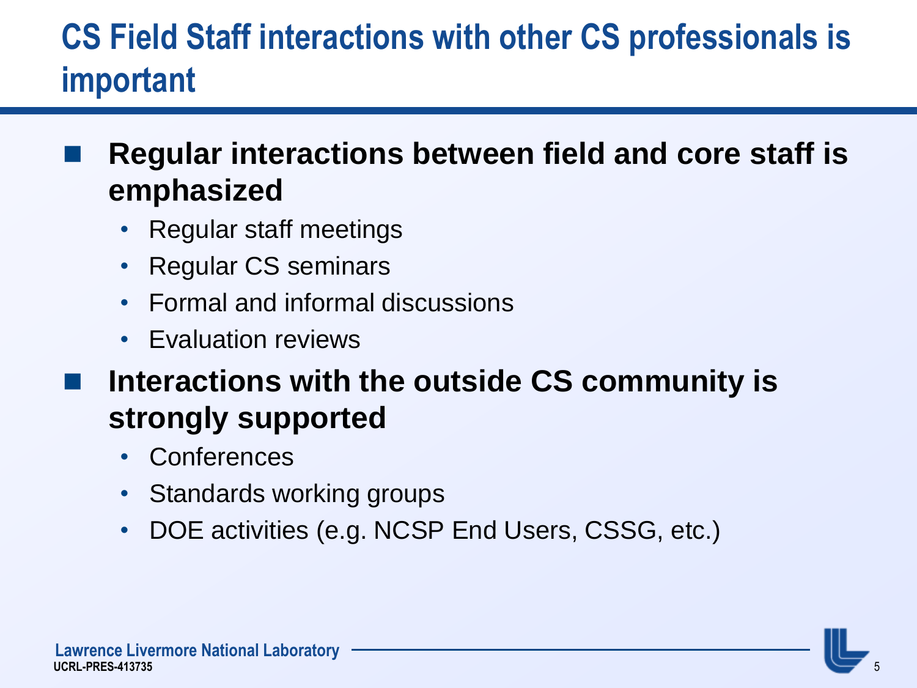# CS Field Staff interactions with other CS professionals is important

- **Regular interactions between field and core staff is emphasized**
  - Regular staff meetings
  - Regular CS seminars
  - Formal and informal discussions
  - Evaluation reviews
- **Interactions with the outside CS community is strongly supported**
  - Conferences
  - Standards working groups
  - DOE activities (e.g. NCSP End Users, CSSG, etc.)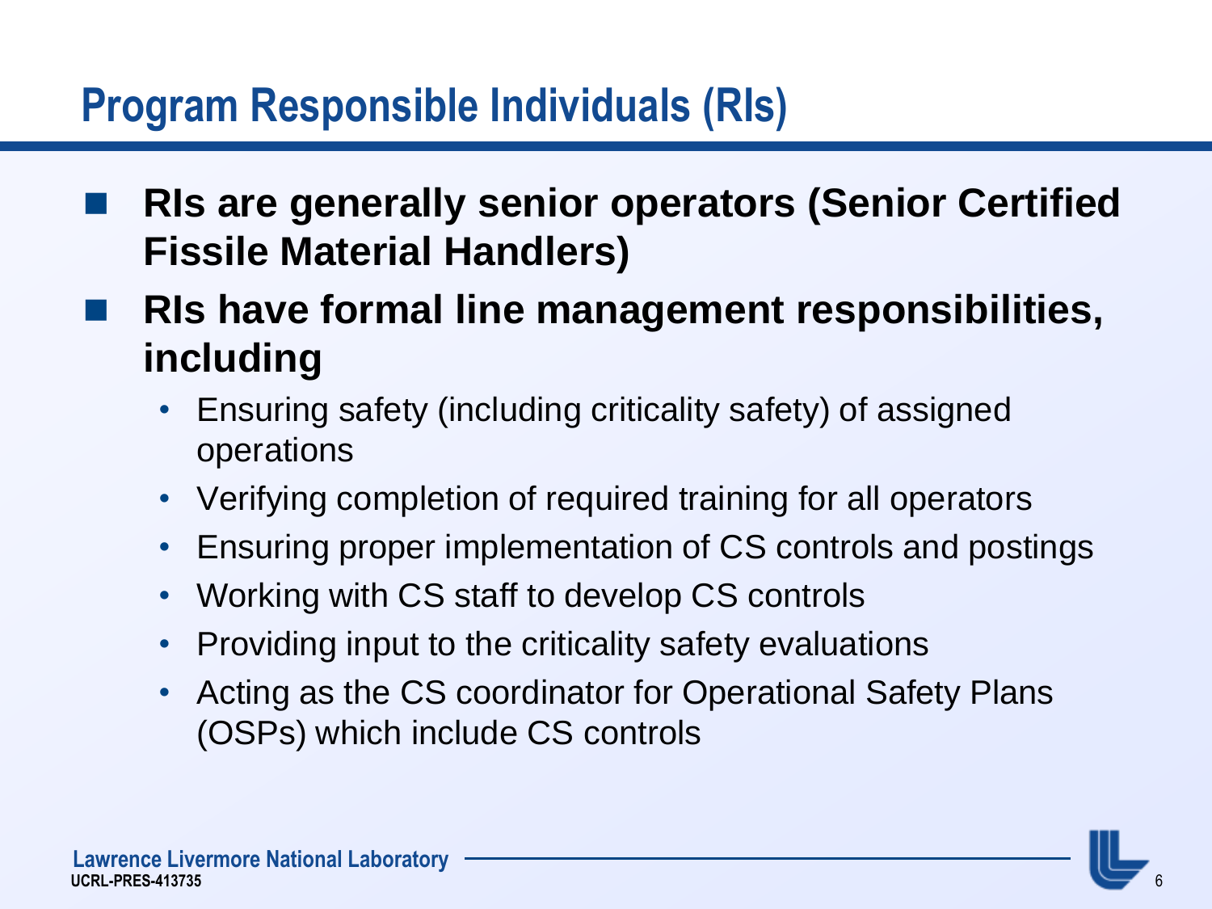# Program Responsible Individuals (RIs)

- **RIs are generally senior operators (Senior Certified Fissile Material Handlers)**
- **RIs have formal line management responsibilities, including**
  - Ensuring safety (including criticality safety) of assigned operations
  - Verifying completion of required training for all operators
  - Ensuring proper implementation of CS controls and postings
  - Working with CS staff to develop CS controls
  - Providing input to the criticality safety evaluations
  - Acting as the CS coordinator for Operational Safety Plans (OSPs) which include CS controls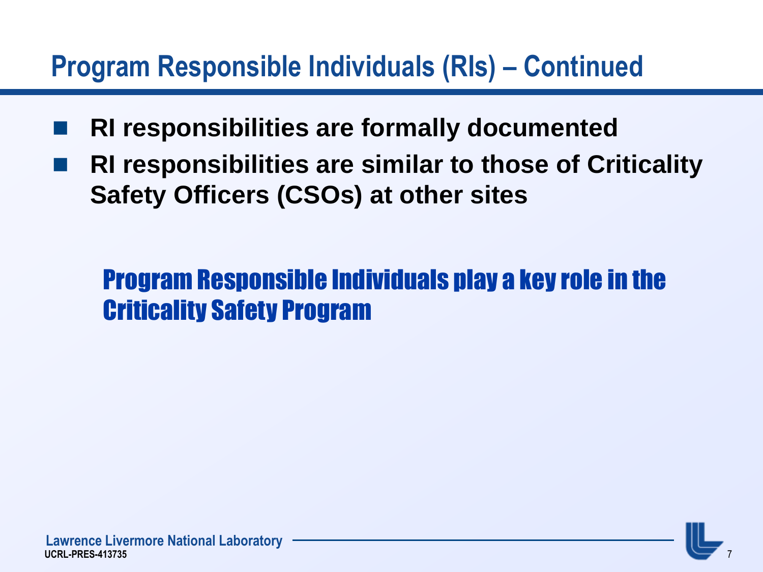# Program Responsible Individuals (RIs) – Continued

- **RI responsibilities are formally documented**
- **RI responsibilities are similar to those of Criticality Safety Officers (CSOs) at other sites**

**Program Responsible Individuals play a key role in the Criticality Safety Program**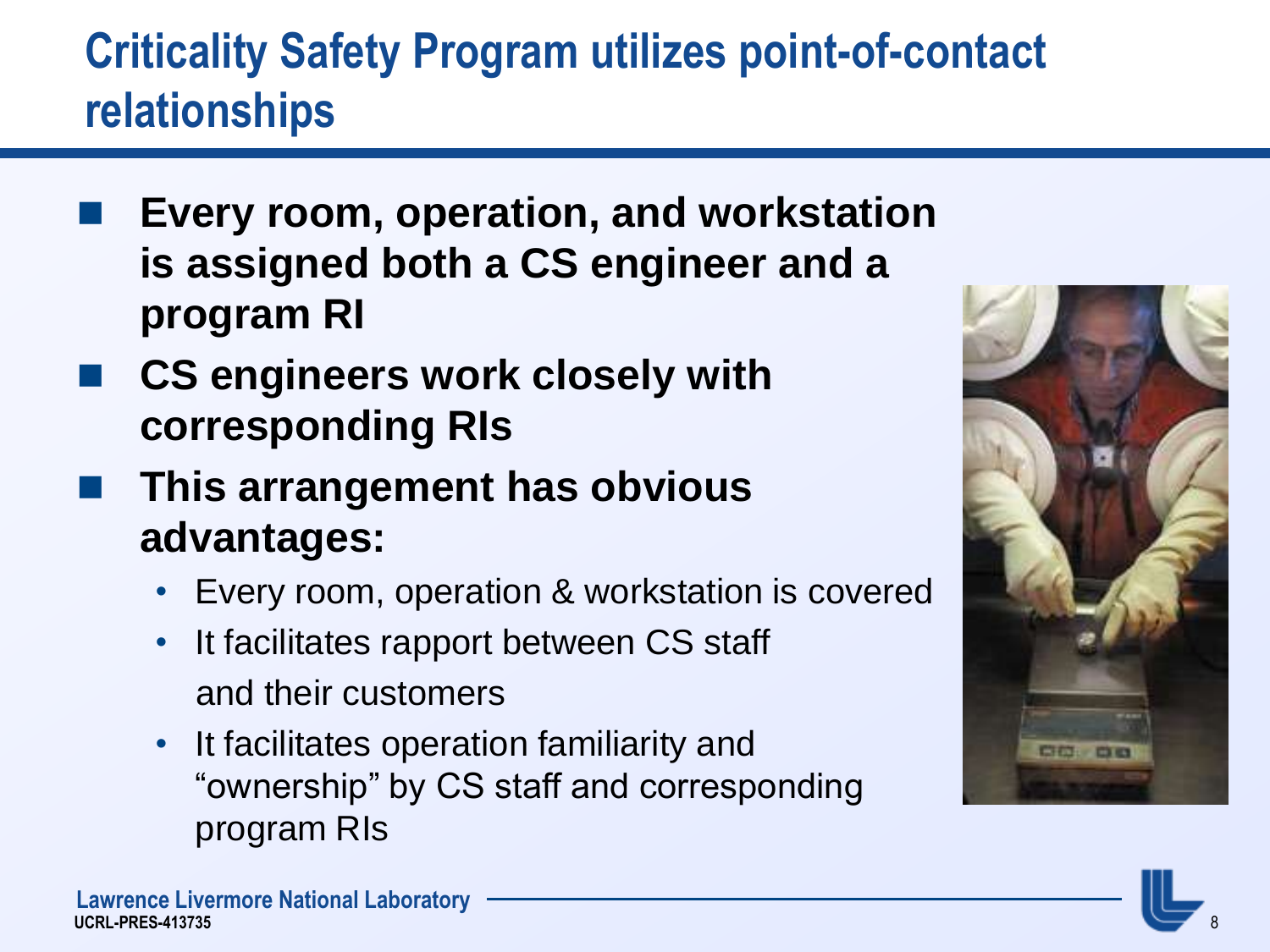# Criticality Safety Program utilizes point-of-contact relationships

- **Every room, operation, and workstation is assigned both a CS engineer and a program RI**
- **CS engineers work closely with corresponding RIs**
- **This arrangement has obvious advantages:**
  - Every room, operation & workstation is covered
  - It facilitates rapport between CS staff and their customers
  - It facilitates operation familiarity and “ownership” by CS staff and corresponding program RIs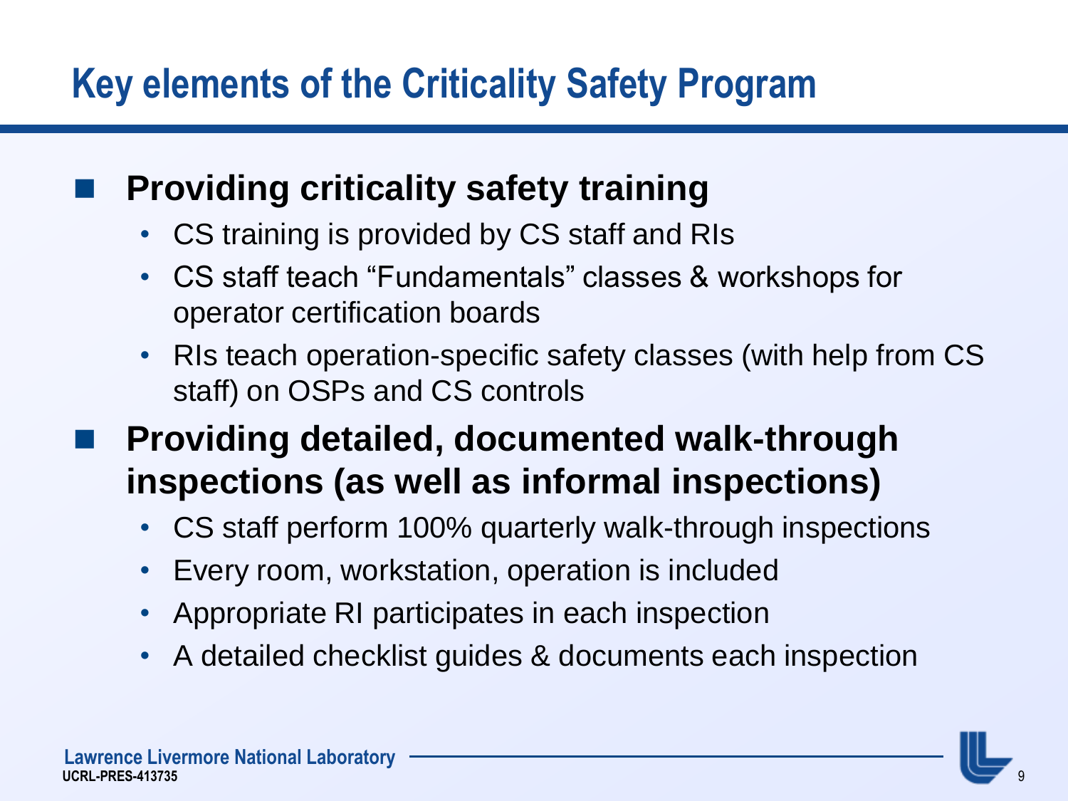# Key elements of the Criticality Safety Program

- **Providing criticality safety training**
  - CS training is provided by CS staff and RIs
  - CS staff teach "Fundamentals" classes & workshops for operator certification boards
  - RIs teach operation-specific safety classes (with help from CS staff) on OSPs and CS controls
- **Providing detailed, documented walk-through inspections (as well as informal inspections)**
  - CS staff perform 100% quarterly walk-through inspections
  - Every room, workstation, operation is included
  - Appropriate RI participates in each inspection
  - A detailed checklist guides & documents each inspection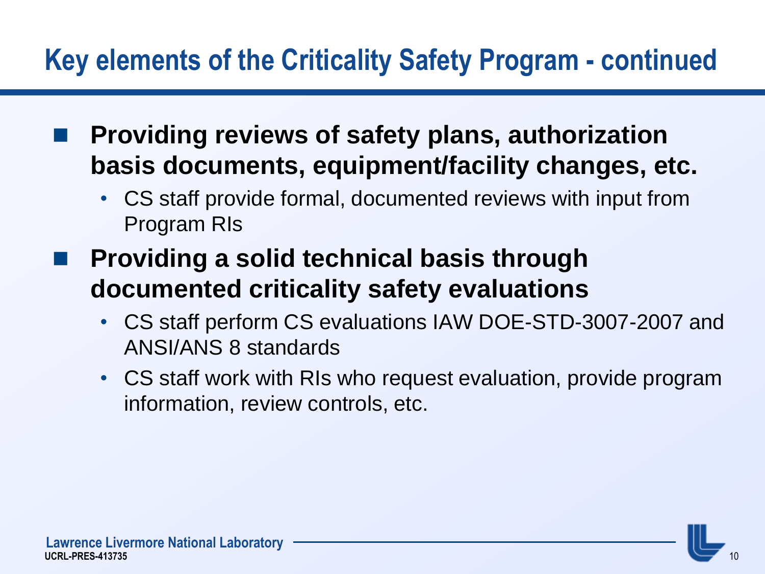# Key elements of the Criticality Safety Program - continued

- **Providing reviews of safety plans, authorization basis documents, equipment/facility changes, etc.**
  - CS staff provide formal, documented reviews with input from Program RIs
- **Providing a solid technical basis through documented criticality safety evaluations**
  - CS staff perform CS evaluations IAW DOE-STD-3007-2007 and ANSI/ANS 8 standards
  - CS staff work with RIs who request evaluation, provide program information, review controls, etc.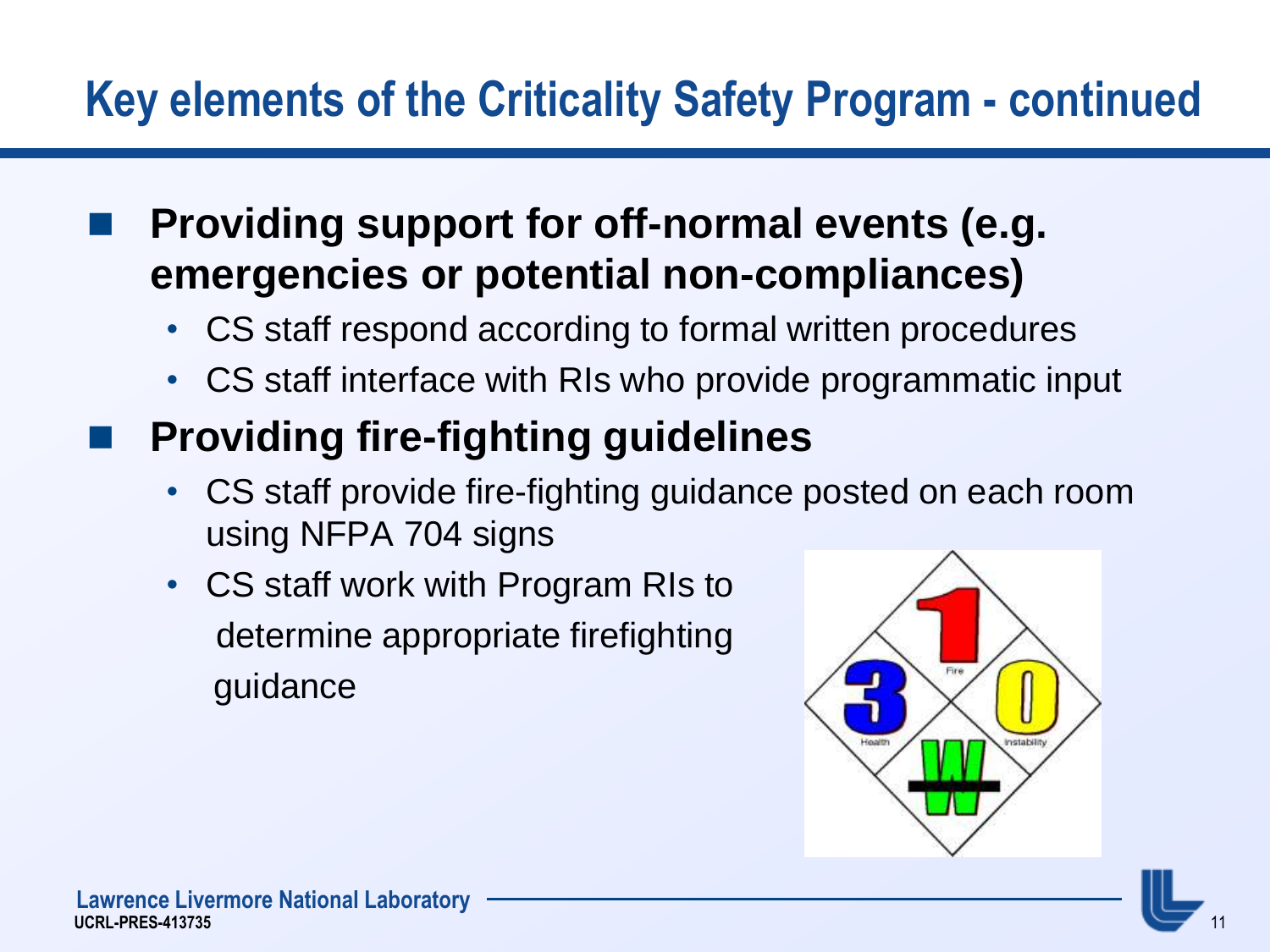# Key elements of the Criticality Safety Program - continued

- **Providing support for off-normal events (e.g. emergencies or potential non-compliances)**
  - CS staff respond according to formal written procedures
  - CS staff interface with RIs who provide programmatic input
- **Providing fire-fighting guidelines**
  - CS staff provide fire-fighting guidance posted on each room using NFPA 704 signs
  - CS staff work with Program RIs to determine appropriate firefighting guidance

Lawrence Livermore National Laboratory
UCRL-PRES-413735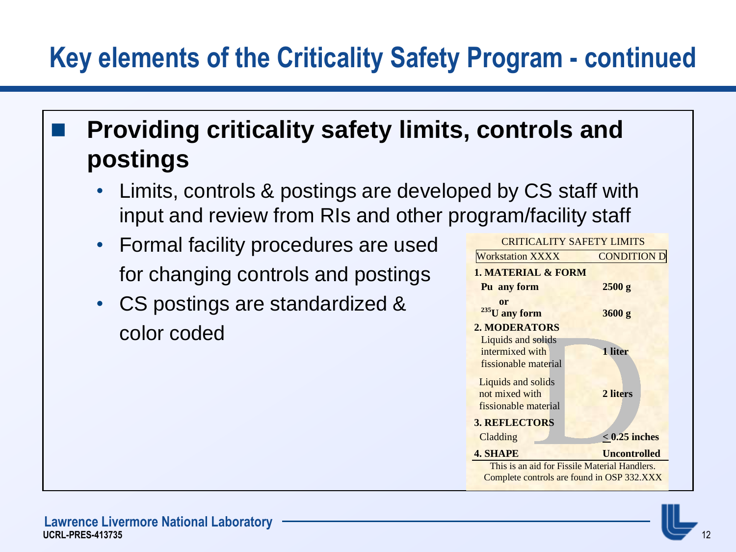# Key elements of the Criticality Safety Program - continued

- **Providing criticality safety limits, controls and postings**
  - Limits, controls & postings are developed by CS staff with input and review from RIs and other program/facility staff
  - Formal facility procedures are used for changing controls and postings
  - CS postings are standardized & color coded

CRITICALITY SAFETY LIMITS

| Workstation XXXX | CONDITION D |
|---|---|
| **1. MATERIAL & FORM** | |
| **Pu any form** | **2500 g** |
| **or** | |
| **$^{235}$U any form** | **3600 g** |
| **2. MODERATORS** | |
| Liquids and solids intermixed with fissionable material | **1 liter** |
| Liquids and solids not mixed with fissionable material | **2 liters** |
| **3. REFLECTORS** | |
| Cladding | **$\leq$ 0.25 inches** |
| **4. SHAPE** | **Uncontrolled** |

This is an aid for Fissile Material Handlers.
Complete controls are found in OSP 332.XXX

Lawrence Livermore National Laboratory
UCRL-PRES-413735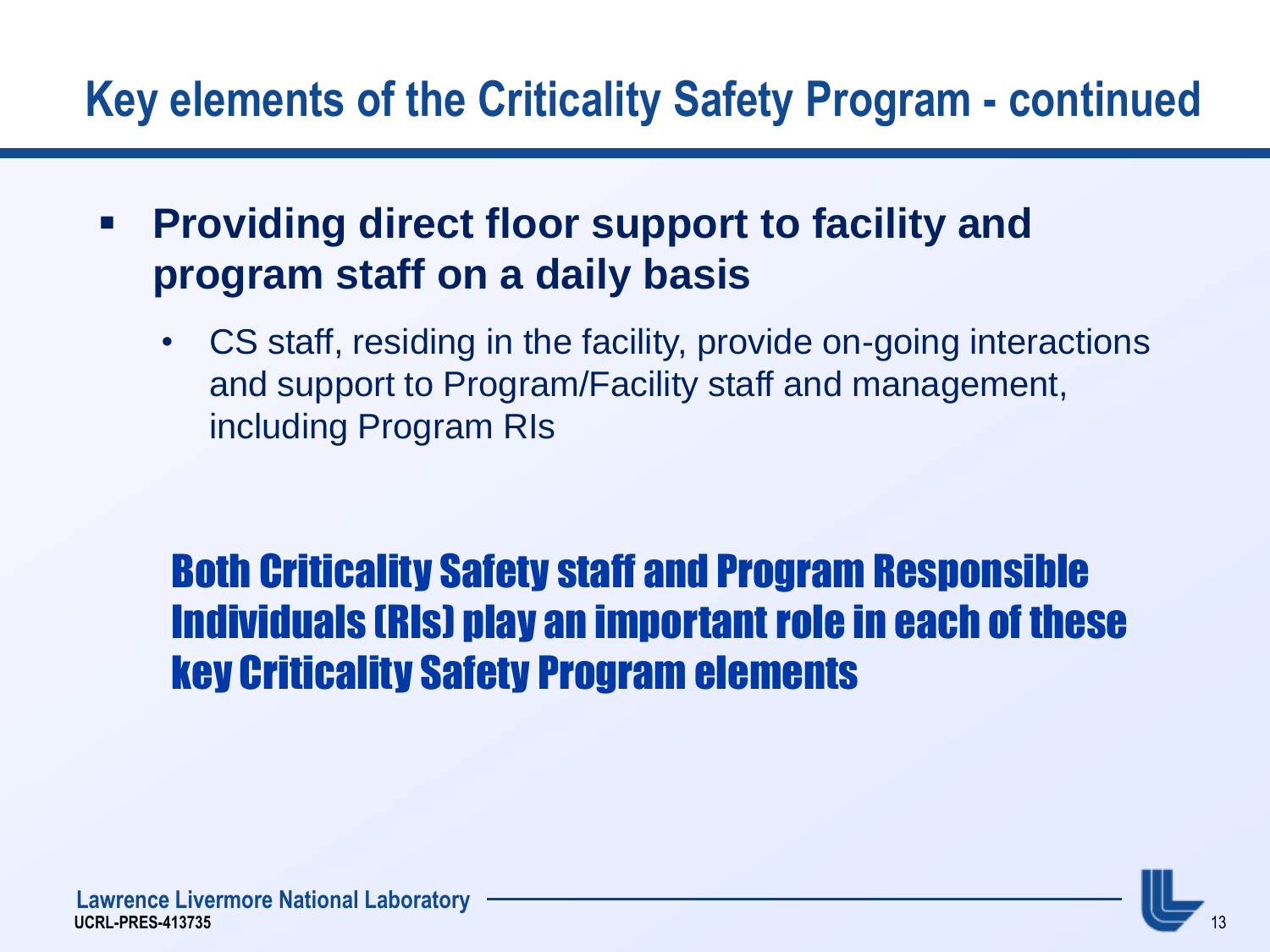# Key elements of the Criticality Safety Program - continued

- **Providing direct floor support to facility and program staff on a daily basis**
  - CS staff, residing in the facility, provide on-going interactions and support to Program/Facility staff and management, including Program RIs

**Both Criticality Safety staff and Program Responsible Individuals (RIs) play an important role in each of these key Criticality Safety Program elements**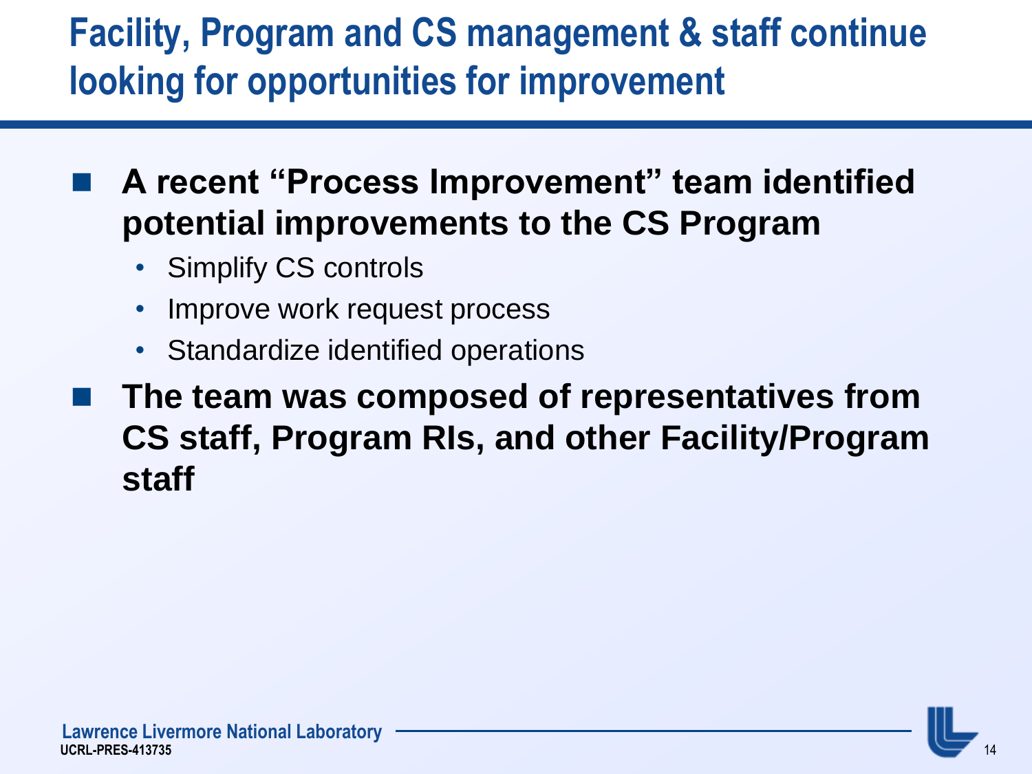# Facility, Program and CS management & staff continue looking for opportunities for improvement

- **A recent "Process Improvement" team identified potential improvements to the CS Program**
  - Simplify CS controls
  - Improve work request process
  - Standardize identified operations
- **The team was composed of representatives from CS staff, Program RIs, and other Facility/Program staff**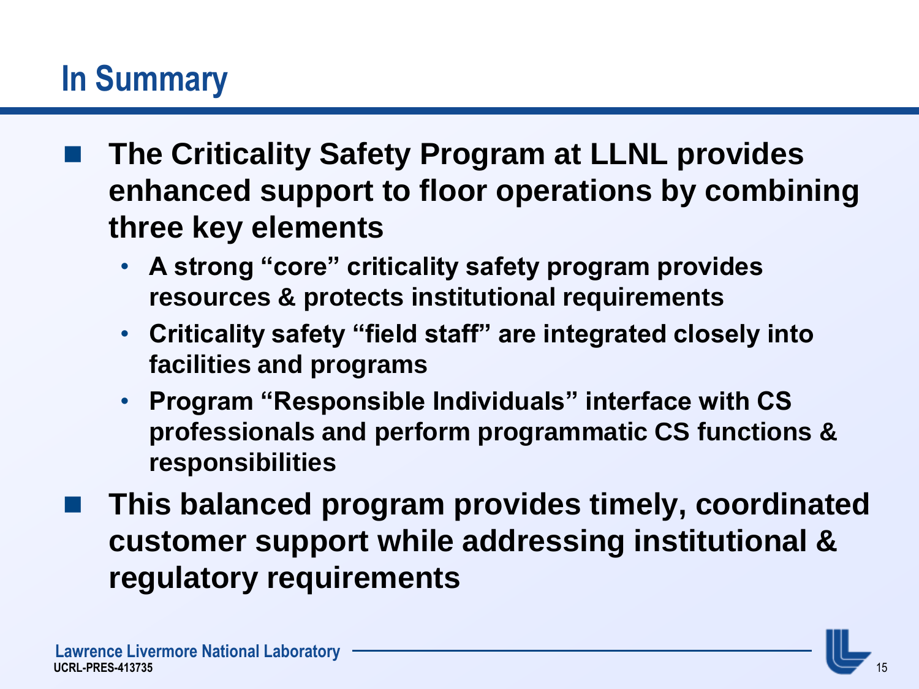# In Summary

- **The Criticality Safety Program at LLNL provides enhanced support to floor operations by combining three key elements**
  - **A strong "core" criticality safety program provides resources & protects institutional requirements**
  - **Criticality safety "field staff" are integrated closely into facilities and programs**
  - **Program "Responsible Individuals" interface with CS professionals and perform programmatic CS functions & responsibilities**
- **This balanced program provides timely, coordinated customer support while addressing institutional & regulatory requirements**